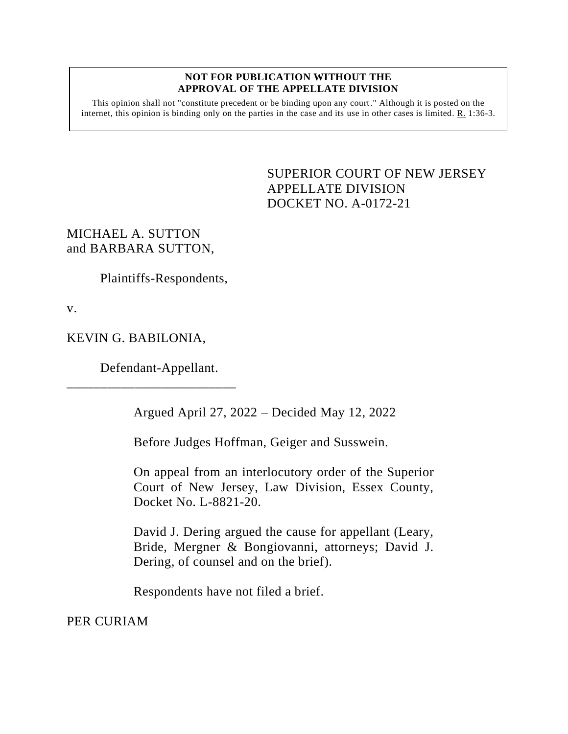**NOT FOR PUBLICATION WITHOUT THE APPROVAL OF THE APPELLATE DIVISION**

This opinion shall not "constitute precedent or be binding upon any court." Although it is posted on the internet, this opinion is binding only on the parties in the case and its use in other cases is limited. R. 1:36-3.

SUPERIOR COURT OF NEW JERSEY
APPELLATE DIVISION
DOCKET NO. A-0172-21

MICHAEL A. SUTTON
and BARBARA SUTTON,

Plaintiffs-Respondents,

v.

KEVIN G. BABILONIA,

Defendant-Appellant.

\_\_\_\_\_\_\_\_\_\_\_\_\_\_\_\_\_\_\_\_\_\_\_\_\_\_

Argued April 27, 2022 – Decided May 12, 2022

Before Judges Hoffman, Geiger and Susswein.

On appeal from an interlocutory order of the Superior Court of New Jersey, Law Division, Essex County, Docket No. L-8821-20.

David J. Dering argued the cause for appellant (Leary, Bride, Mergner & Bongiovanni, attorneys; David J. Dering, of counsel and on the brief).

Respondents have not filed a brief.

PER CURIAM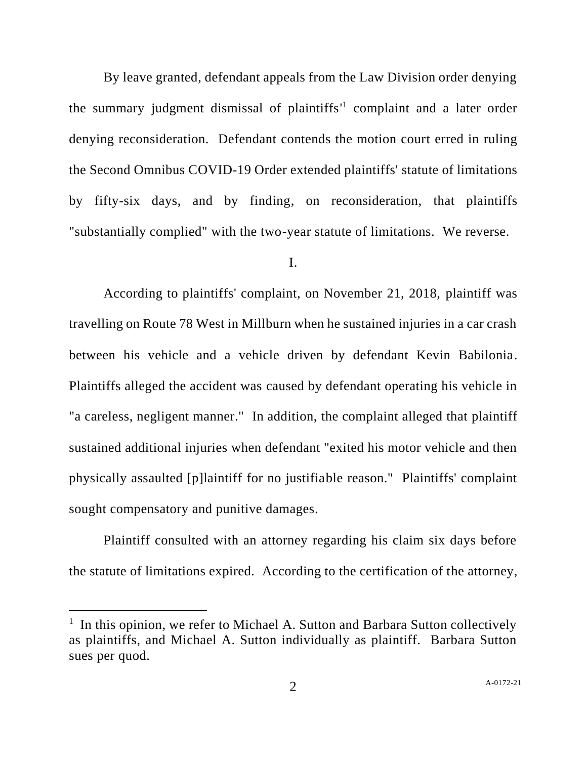By leave granted, defendant appeals from the Law Division order denying the summary judgment dismissal of plaintiffs'[1] complaint and a later order denying reconsideration. Defendant contends the motion court erred in ruling the Second Omnibus COVID-19 Order extended plaintiffs' statute of limitations by fifty-six days, and by finding, on reconsideration, that plaintiffs "substantially complied" with the two-year statute of limitations. We reverse.

I.

According to plaintiffs' complaint, on November 21, 2018, plaintiff was travelling on Route 78 West in Millburn when he sustained injuries in a car crash between his vehicle and a vehicle driven by defendant Kevin Babilonia. Plaintiffs alleged the accident was caused by defendant operating his vehicle in "a careless, negligent manner." In addition, the complaint alleged that plaintiff sustained additional injuries when defendant "exited his motor vehicle and then physically assaulted [p]laintiff for no justifiable reason." Plaintiffs' complaint sought compensatory and punitive damages.

Plaintiff consulted with an attorney regarding his claim six days before the statute of limitations expired. According to the certification of the attorney,

[1] In this opinion, we refer to Michael A. Sutton and Barbara Sutton collectively as plaintiffs, and Michael A. Sutton individually as plaintiff. Barbara Sutton sues per quod.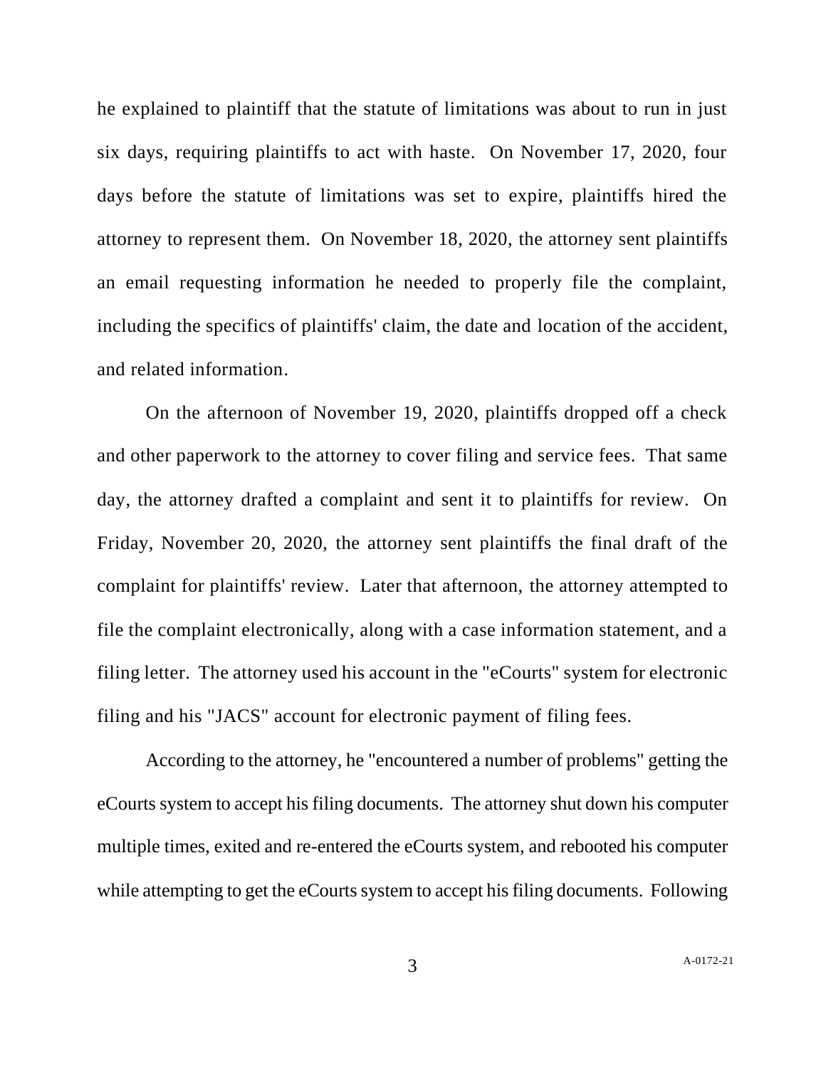he explained to plaintiff that the statute of limitations was about to run in just six days, requiring plaintiffs to act with haste. On November 17, 2020, four days before the statute of limitations was set to expire, plaintiffs hired the attorney to represent them. On November 18, 2020, the attorney sent plaintiffs an email requesting information he needed to properly file the complaint, including the specifics of plaintiffs' claim, the date and location of the accident, and related information.

On the afternoon of November 19, 2020, plaintiffs dropped off a check and other paperwork to the attorney to cover filing and service fees. That same day, the attorney drafted a complaint and sent it to plaintiffs for review. On Friday, November 20, 2020, the attorney sent plaintiffs the final draft of the complaint for plaintiffs' review. Later that afternoon, the attorney attempted to file the complaint electronically, along with a case information statement, and a filing letter. The attorney used his account in the "eCourts" system for electronic filing and his "JACS" account for electronic payment of filing fees.

According to the attorney, he "encountered a number of problems" getting the eCourts system to accept his filing documents. The attorney shut down his computer multiple times, exited and re-entered the eCourts system, and rebooted his computer while attempting to get the eCourts system to accept his filing documents. Following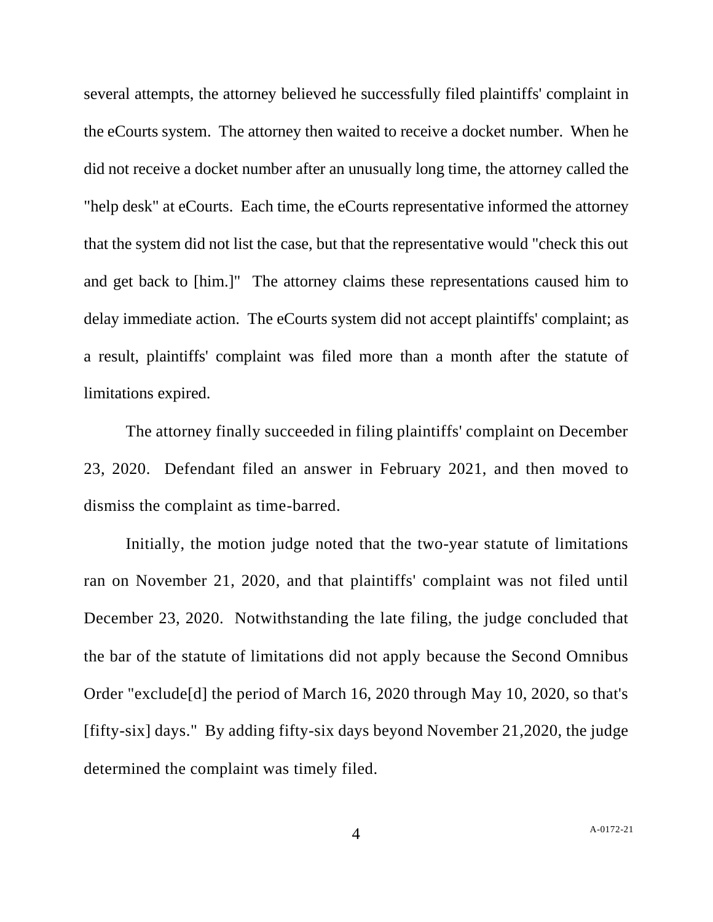several attempts, the attorney believed he successfully filed plaintiffs' complaint in the eCourts system. The attorney then waited to receive a docket number. When he did not receive a docket number after an unusually long time, the attorney called the "help desk" at eCourts. Each time, the eCourts representative informed the attorney that the system did not list the case, but that the representative would "check this out and get back to [him.]" The attorney claims these representations caused him to delay immediate action. The eCourts system did not accept plaintiffs' complaint; as a result, plaintiffs' complaint was filed more than a month after the statute of limitations expired.

The attorney finally succeeded in filing plaintiffs' complaint on December 23, 2020. Defendant filed an answer in February 2021, and then moved to dismiss the complaint as time-barred.

Initially, the motion judge noted that the two-year statute of limitations ran on November 21, 2020, and that plaintiffs' complaint was not filed until December 23, 2020. Notwithstanding the late filing, the judge concluded that the bar of the statute of limitations did not apply because the Second Omnibus Order "exclude[d] the period of March 16, 2020 through May 10, 2020, so that's [fifty-six] days." By adding fifty-six days beyond November 21,2020, the judge determined the complaint was timely filed.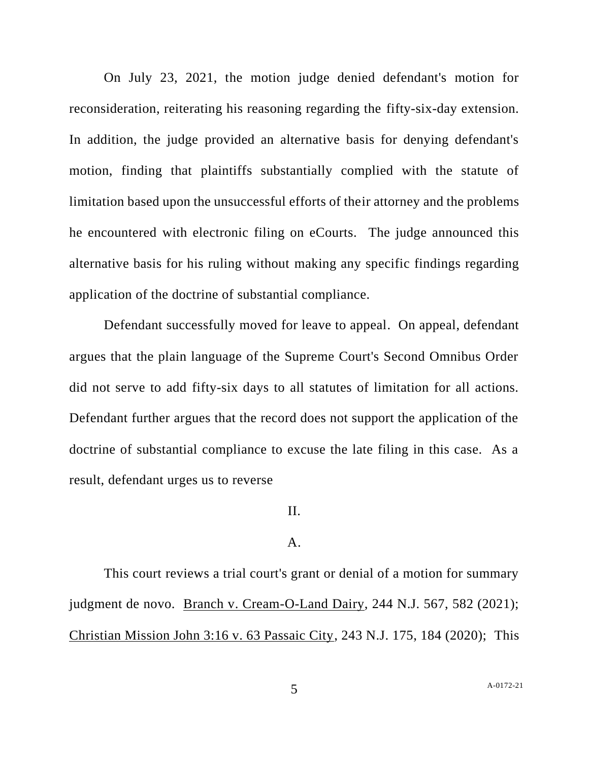On July 23, 2021, the motion judge denied defendant's motion for reconsideration, reiterating his reasoning regarding the fifty-six-day extension. In addition, the judge provided an alternative basis for denying defendant's motion, finding that plaintiffs substantially complied with the statute of limitation based upon the unsuccessful efforts of their attorney and the problems he encountered with electronic filing on eCourts. The judge announced this alternative basis for his ruling without making any specific findings regarding application of the doctrine of substantial compliance.

Defendant successfully moved for leave to appeal. On appeal, defendant argues that the plain language of the Supreme Court's Second Omnibus Order did not serve to add fifty-six days to all statutes of limitation for all actions. Defendant further argues that the record does not support the application of the doctrine of substantial compliance to excuse the late filing in this case. As a result, defendant urges us to reverse

II.

A.

This court reviews a trial court's grant or denial of a motion for summary judgment de novo. Branch v. Cream-O-Land Dairy, 244 N.J. 567, 582 (2021); Christian Mission John 3:16 v. 63 Passaic City, 243 N.J. 175, 184 (2020); This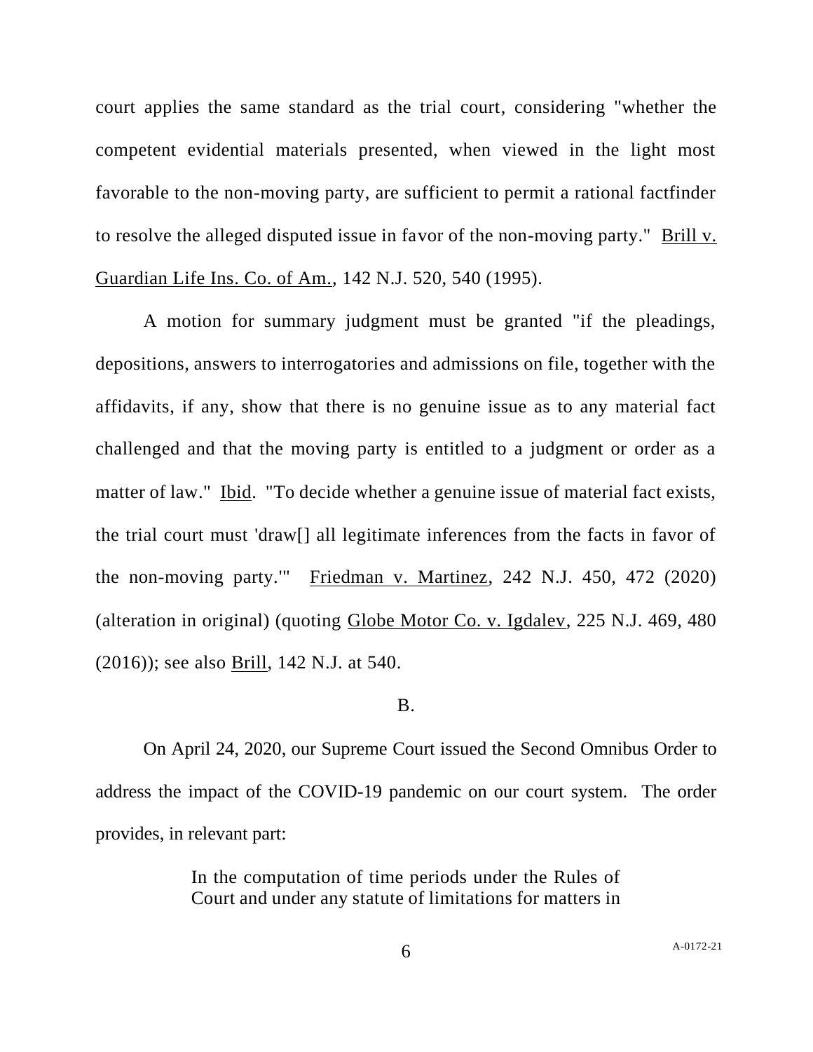court applies the same standard as the trial court, considering "whether the competent evidential materials presented, when viewed in the light most favorable to the non-moving party, are sufficient to permit a rational factfinder to resolve the alleged disputed issue in favor of the non-moving party." Brill v. Guardian Life Ins. Co. of Am., 142 N.J. 520, 540 (1995).

A motion for summary judgment must be granted "if the pleadings, depositions, answers to interrogatories and admissions on file, together with the affidavits, if any, show that there is no genuine issue as to any material fact challenged and that the moving party is entitled to a judgment or order as a matter of law." Ibid. "To decide whether a genuine issue of material fact exists, the trial court must 'draw[] all legitimate inferences from the facts in favor of the non-moving party.'" Friedman v. Martinez, 242 N.J. 450, 472 (2020) (alteration in original) (quoting Globe Motor Co. v. Igdalev, 225 N.J. 469, 480 (2016)); see also Brill, 142 N.J. at 540.

B.

On April 24, 2020, our Supreme Court issued the Second Omnibus Order to address the impact of the COVID-19 pandemic on our court system. The order provides, in relevant part:

> In the computation of time periods under the Rules of Court and under any statute of limitations for matters in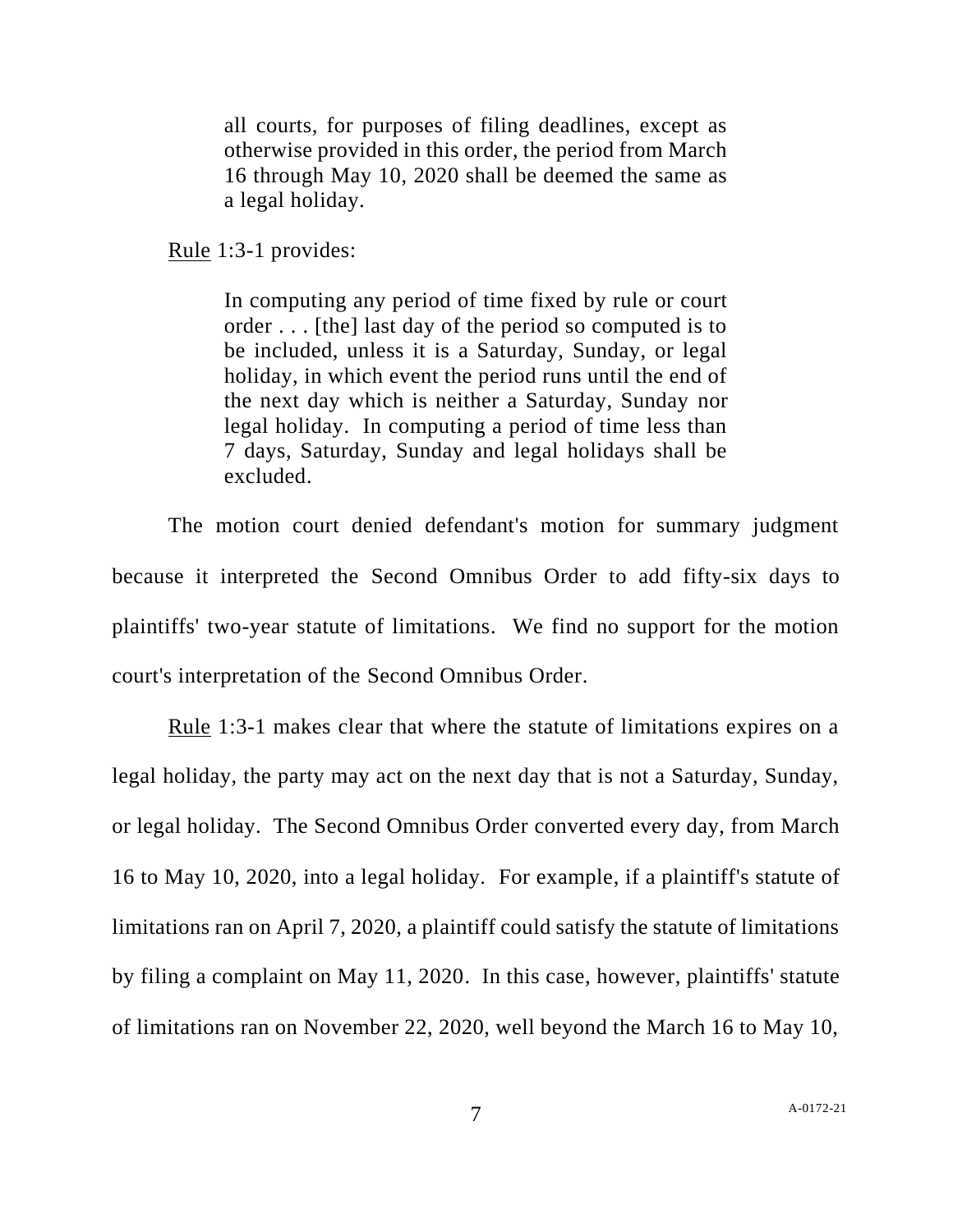> all courts, for purposes of filing deadlines, except as otherwise provided in this order, the period from March 16 through May 10, 2020 shall be deemed the same as a legal holiday.

Rule 1:3-1 provides:

> In computing any period of time fixed by rule or court order . . . [the] last day of the period so computed is to be included, unless it is a Saturday, Sunday, or legal holiday, in which event the period runs until the end of the next day which is neither a Saturday, Sunday nor legal holiday. In computing a period of time less than 7 days, Saturday, Sunday and legal holidays shall be excluded.

The motion court denied defendant's motion for summary judgment because it interpreted the Second Omnibus Order to add fifty-six days to plaintiffs' two-year statute of limitations. We find no support for the motion court's interpretation of the Second Omnibus Order.

Rule 1:3-1 makes clear that where the statute of limitations expires on a legal holiday, the party may act on the next day that is not a Saturday, Sunday, or legal holiday. The Second Omnibus Order converted every day, from March 16 to May 10, 2020, into a legal holiday. For example, if a plaintiff's statute of limitations ran on April 7, 2020, a plaintiff could satisfy the statute of limitations by filing a complaint on May 11, 2020. In this case, however, plaintiffs' statute of limitations ran on November 22, 2020, well beyond the March 16 to May 10,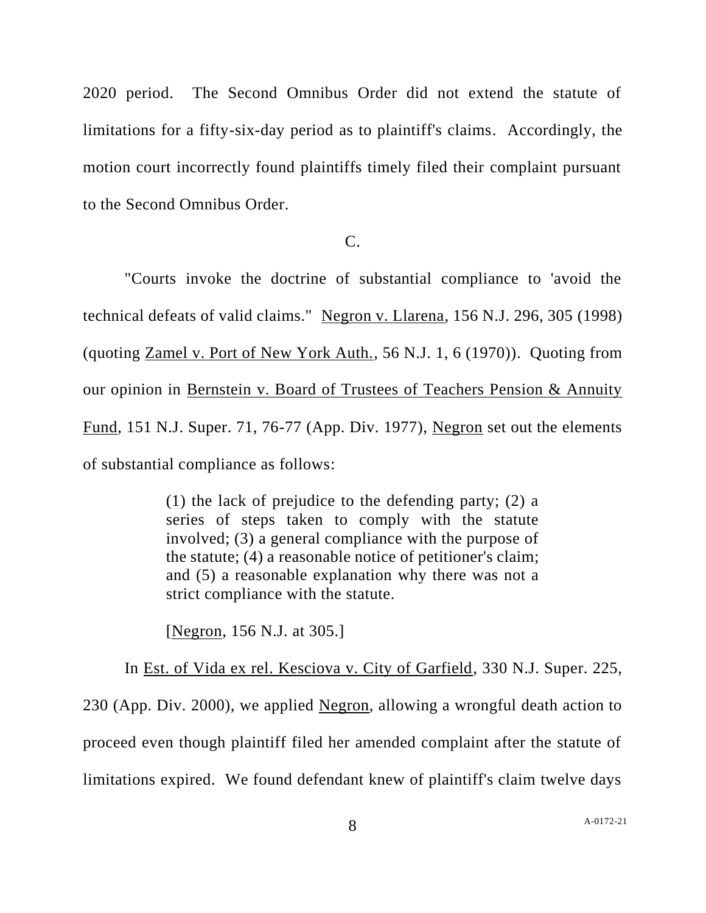2020 period. The Second Omnibus Order did not extend the statute of limitations for a fifty-six-day period as to plaintiff's claims. Accordingly, the motion court incorrectly found plaintiffs timely filed their complaint pursuant to the Second Omnibus Order.

C.

"Courts invoke the doctrine of substantial compliance to 'avoid the technical defeats of valid claims." Negron v. Llarena, 156 N.J. 296, 305 (1998) (quoting Zamel v. Port of New York Auth., 56 N.J. 1, 6 (1970)). Quoting from our opinion in Bernstein v. Board of Trustees of Teachers Pension & Annuity Fund, 151 N.J. Super. 71, 76-77 (App. Div. 1977), Negron set out the elements of substantial compliance as follows:

> (1) the lack of prejudice to the defending party; (2) a series of steps taken to comply with the statute involved; (3) a general compliance with the purpose of the statute; (4) a reasonable notice of petitioner's claim; and (5) a reasonable explanation why there was not a strict compliance with the statute.
>
> [Negron, 156 N.J. at 305.]

In Est. of Vida ex rel. Kesciova v. City of Garfield, 330 N.J. Super. 225, 230 (App. Div. 2000), we applied Negron, allowing a wrongful death action to proceed even though plaintiff filed her amended complaint after the statute of limitations expired. We found defendant knew of plaintiff's claim twelve days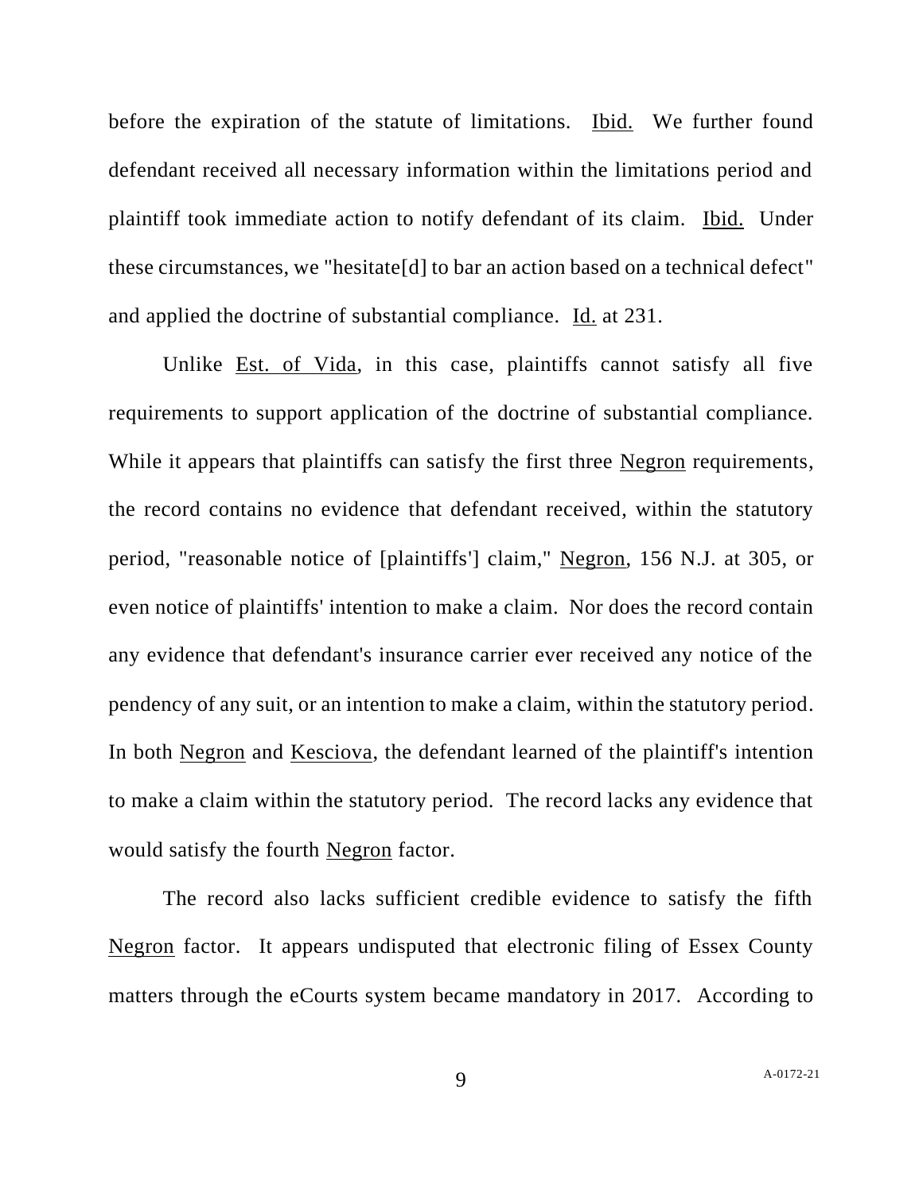before the expiration of the statute of limitations. Ibid. We further found defendant received all necessary information within the limitations period and plaintiff took immediate action to notify defendant of its claim. Ibid. Under these circumstances, we "hesitate[d] to bar an action based on a technical defect" and applied the doctrine of substantial compliance. Id. at 231.

Unlike Est. of Vida, in this case, plaintiffs cannot satisfy all five requirements to support application of the doctrine of substantial compliance. While it appears that plaintiffs can satisfy the first three Negron requirements, the record contains no evidence that defendant received, within the statutory period, "reasonable notice of [plaintiffs'] claim," Negron, 156 N.J. at 305, or even notice of plaintiffs' intention to make a claim. Nor does the record contain any evidence that defendant's insurance carrier ever received any notice of the pendency of any suit, or an intention to make a claim, within the statutory period. In both Negron and Kesciova, the defendant learned of the plaintiff's intention to make a claim within the statutory period. The record lacks any evidence that would satisfy the fourth Negron factor.

The record also lacks sufficient credible evidence to satisfy the fifth Negron factor. It appears undisputed that electronic filing of Essex County matters through the eCourts system became mandatory in 2017. According to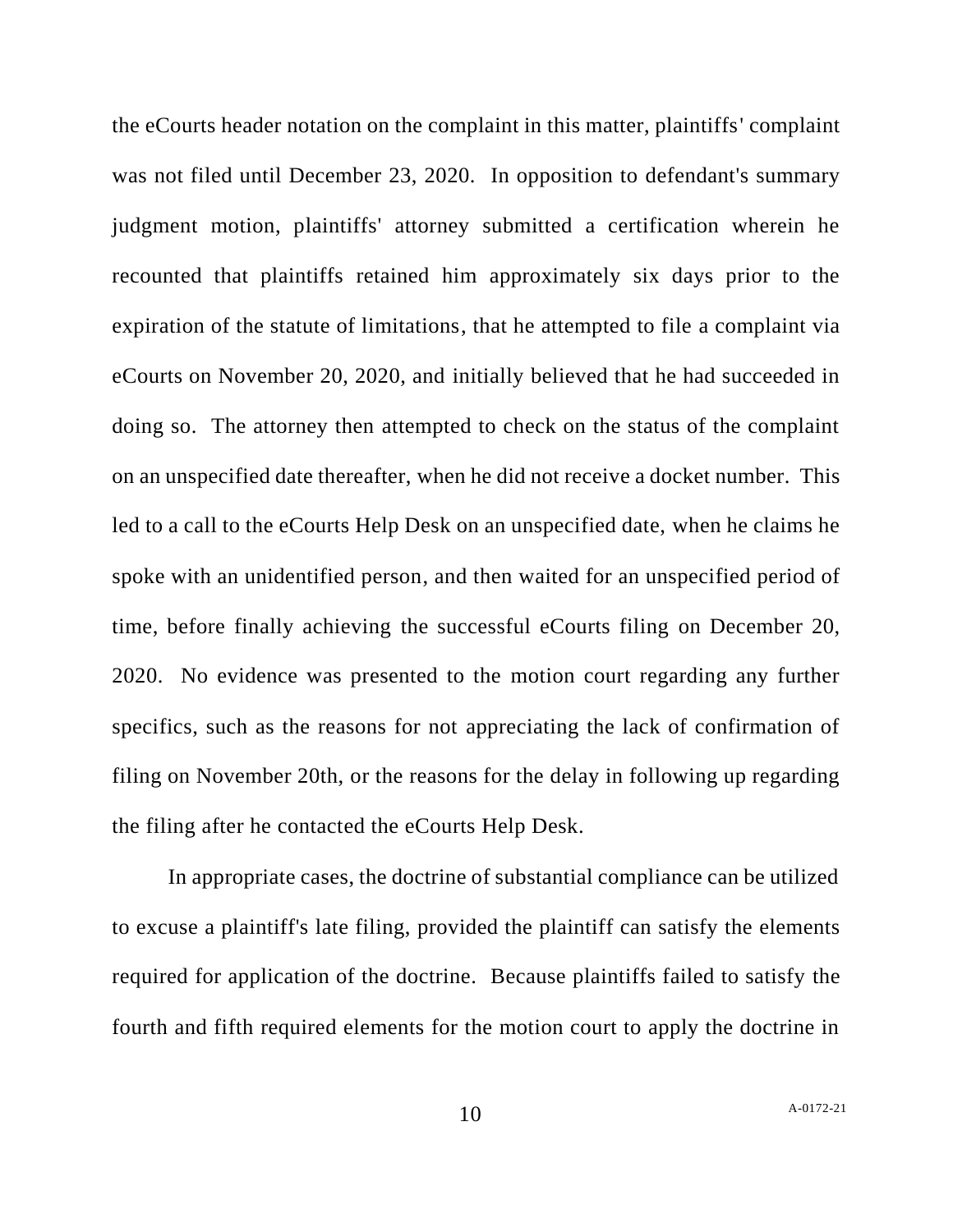the eCourts header notation on the complaint in this matter, plaintiffs' complaint was not filed until December 23, 2020. In opposition to defendant's summary judgment motion, plaintiffs' attorney submitted a certification wherein he recounted that plaintiffs retained him approximately six days prior to the expiration of the statute of limitations, that he attempted to file a complaint via eCourts on November 20, 2020, and initially believed that he had succeeded in doing so. The attorney then attempted to check on the status of the complaint on an unspecified date thereafter, when he did not receive a docket number. This led to a call to the eCourts Help Desk on an unspecified date, when he claims he spoke with an unidentified person, and then waited for an unspecified period of time, before finally achieving the successful eCourts filing on December 20, 2020. No evidence was presented to the motion court regarding any further specifics, such as the reasons for not appreciating the lack of confirmation of filing on November 20th, or the reasons for the delay in following up regarding the filing after he contacted the eCourts Help Desk.

In appropriate cases, the doctrine of substantial compliance can be utilized to excuse a plaintiff's late filing, provided the plaintiff can satisfy the elements required for application of the doctrine. Because plaintiffs failed to satisfy the fourth and fifth required elements for the motion court to apply the doctrine in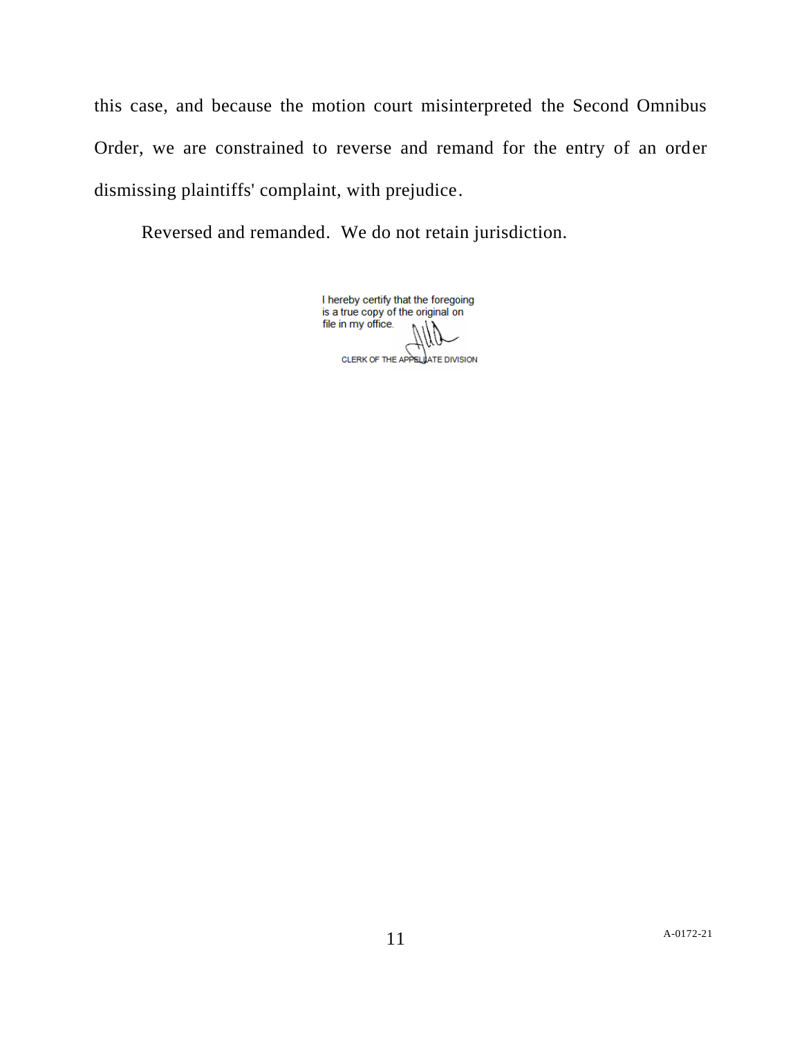this case, and because the motion court misinterpreted the Second Omnibus Order, we are constrained to reverse and remand for the entry of an order dismissing plaintiffs' complaint, with prejudice.

Reversed and remanded. We do not retain jurisdiction.

I hereby certify that the foregoing is a true copy of the original on file in my office.

CLERK OF THE APPELLATE DIVISION